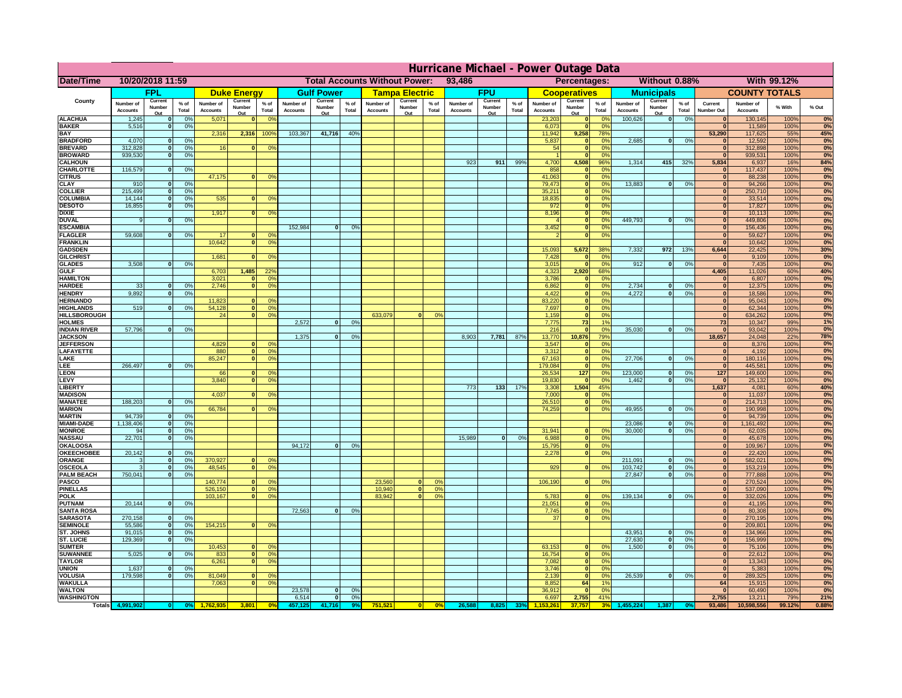# Hurricane Michael - Power Outage Data

| Date/Time | 10/20/2018 11:59 | Total Accounts Without Power: | 93,486 | Percentages: | Without 0.88% | With 99.12% |
|---|---|---|---|---|---|---|

| County | FPL | | | Duke Energy | | | Gulf Power | | | Tampa Electric | | | FPU | | | Cooperatives | | | Municipals | | | COUNTY TOTALS | | | |
|---|---|---|---|---|---|---|---|---|---|---|---|---|---|---|---|---|---|---|---|---|---|---|---|---|---|
| | Number of Accounts | Current Number Out | % of Total | Number of Accounts | Current Number Out | % of Total | Number of Accounts | Current Number Out | % of Total | Number of Accounts | Current Number Out | % of Total | Number of Accounts | Current Number Out | % of Total | Number of Accounts | Current Number Out | % of Total | Number of Accounts | Current Number Out | % of Total | Current Number Out | Number of Accounts | % With | % Out |
| ALACHUA | 1,245 | 0 | 0% | 5,071 | 0 | 0% | | | | | | | | | | 23,203 | 0 | 0% | 100,626 | 0 | 0% | 0 | 130,145 | 100% | 0% |
| BAKER | 5,516 | 0 | 0% | | | | | | | | | | | | | 6,073 | 0 | 0% | | | | 0 | 11,589 | 100% | 0% |
| BAY | | | | 2,316 | 2,316 | 100% | 103,367 | 41,716 | 40% | | | | | | | 11,942 | 9,258 | 78% | | | | 53,290 | 117,625 | 55% | 45% |
| BRADFORD | 4,070 | 0 | 0% | | | | | | | | | | | | | 5,837 | 0 | 0% | 2,685 | 0 | 0% | 0 | 12,592 | 100% | 0% |
| BREVARD | 312,828 | 0 | 0% | 16 | 0 | 0% | | | | | | | | | | 54 | 0 | 0% | | | | 0 | 312,898 | 100% | 0% |
| BROWARD | 939,530 | 0 | 0% | | | | | | | | | | | | | 1 | 0 | 0% | | | | 0 | 939,531 | 100% | 0% |
| CALHOUN | | | | | | | | | | | | | 923 | 911 | 99% | 4,700 | 4,508 | 96% | 1,314 | 415 | 32% | 5,834 | 6,937 | 16% | 84% |
| CHARLOTTE | 116,579 | 0 | 0% | | | | | | | | | | | | | 858 | 0 | 0% | | | | 0 | 117,437 | 100% | 0% |
| CITRUS | | | | 47,175 | 0 | 0% | | | | | | | | | | 41,063 | 0 | 0% | | | | 0 | 88,238 | 100% | 0% |
| CLAY | 910 | 0 | 0% | | | | | | | | | | | | | 79,473 | 0 | 0% | 13,883 | 0 | 0% | 0 | 94,266 | 100% | 0% |
| COLLIER | 215,499 | 0 | 0% | | | | | | | | | | | | | 35,211 | 0 | 0% | | | | 0 | 250,710 | 100% | 0% |
| COLUMBIA | 14,144 | 0 | 0% | 535 | 0 | 0% | | | | | | | | | | 18,835 | 0 | 0% | | | | 0 | 33,514 | 100% | 0% |
| DESOTO | 16,855 | 0 | 0% | | | | | | | | | | | | | 972 | 0 | 0% | | | | 0 | 17,827 | 100% | 0% |
| DIXIE | | | | 1,917 | 0 | 0% | | | | | | | | | | 8,196 | 0 | 0% | | | | 0 | 10,113 | 100% | 0% |
| DUVAL | 9 | 0 | 0% | | | | | | | | | | | | | 4 | 0 | 0% | 449,793 | 0 | 0% | 0 | 449,806 | 100% | 0% |
| ESCAMBIA | | | | | | | 152,984 | 0 | 0% | | | | | | | 3,452 | 0 | 0% | | | | 0 | 156,436 | 100% | 0% |
| FLAGLER | 59,608 | 0 | 0% | 17 | 0 | 0% | | | | | | | | | | 2 | 0 | 0% | | | | 0 | 59,627 | 100% | 0% |
| FRANKLIN | | | | 10,642 | 0 | 0% | | | | | | | | | | | | | | | | 0 | 10,642 | 100% | 0% |
| GADSDEN | | | | | | | | | | | | | | | | 15,093 | 5,672 | 38% | 7,332 | 972 | 13% | 6,644 | 22,425 | 70% | 30% |
| GILCHRIST | | | | 1,681 | 0 | 0% | | | | | | | | | | 7,428 | 0 | 0% | | | | 0 | 9,109 | 100% | 0% |
| GLADES | 3,508 | 0 | 0% | | | | | | | | | | | | | 3,015 | 0 | 0% | 912 | 0 | 0% | 0 | 7,435 | 100% | 0% |
| GULF | | | | 6,703 | 1,485 | 22% | | | | | | | | | | 4,323 | 2,920 | 68% | | | | 4,405 | 11,026 | 60% | 40% |
| HAMILTON | | | | 3,021 | 0 | 0% | | | | | | | | | | 3,786 | 0 | 0% | | | | 0 | 6,807 | 100% | 0% |
| HARDEE | 33 | 0 | 0% | 2,746 | 0 | 0% | | | | | | | | | | 6,862 | 0 | 0% | 2,734 | 0 | 0% | 0 | 12,375 | 100% | 0% |
| HENDRY | 9,892 | 0 | 0% | | | | | | | | | | | | | 4,422 | 0 | 0% | 4,272 | 0 | 0% | 0 | 18,586 | 100% | 0% |
| HERNANDO | | | | 11,823 | 0 | 0% | | | | | | | | | | 83,220 | 0 | 0% | | | | 0 | 95,043 | 100% | 0% |
| HIGHLANDS | 519 | 0 | 0% | 54,128 | 0 | 0% | | | | | | | | | | 7,697 | 0 | 0% | | | | 0 | 62,344 | 100% | 0% |
| HILLSBOROUGH | | | | 24 | 0 | 0% | | | | 633,079 | 0 | 0% | | | | 1,159 | 0 | 0% | | | | 0 | 634,262 | 100% | 0% |
| HOLMES | | | | | | | 2,572 | 0 | 0% | | | | | | | 7,775 | 73 | 1% | | | | 73 | 10,347 | 99% | 1% |
| INDIAN RIVER | 57,796 | 0 | 0% | | | | | | | | | | | | | 216 | 0 | 0% | 35,030 | 0 | 0% | 0 | 93,042 | 100% | 0% |
| JACKSON | | | | | | | 1,375 | 0 | 0% | | | | 8,903 | 7,781 | 87% | 13,770 | 10,876 | 79% | | | | 18,657 | 24,048 | 22% | 78% |
| JEFFERSON | | | | 4,829 | 0 | 0% | | | | | | | | | | 3,547 | 0 | 0% | | | | 0 | 8,376 | 100% | 0% |
| LAFAYETTE | | | | 880 | 0 | 0% | | | | | | | | | | 3,312 | 0 | 0% | | | | 0 | 4,192 | 100% | 0% |
| LAKE | | | | 85,247 | 0 | 0% | | | | | | | | | | 67,163 | 0 | 0% | 27,706 | 0 | 0% | 0 | 180,116 | 100% | 0% |
| LEE | 266,497 | 0 | 0% | | | | | | | | | | | | | 179,084 | 0 | 0% | | | | 0 | 445,581 | 100% | 0% |
| LEON | | | | 66 | 0 | 0% | | | | | | | | | | 26,534 | 127 | 0% | 123,000 | 0 | 0% | 127 | 149,600 | 100% | 0% |
| LEVY | | | | 3,840 | 0 | 0% | | | | | | | | | | 19,830 | 0 | 0% | 1,462 | 0 | 0% | 0 | 25,132 | 100% | 0% |
| LIBERTY | | | | | | | | | | | | | 773 | 133 | 17% | 3,308 | 1,504 | 45% | | | | 1,637 | 4,081 | 60% | 40% |
| MADISON | | | | 4,037 | 0 | 0% | | | | | | | | | | 7,000 | 0 | 0% | | | | 0 | 11,037 | 100% | 0% |
| MANATEE | 188,203 | 0 | 0% | | | | | | | | | | | | | 26,510 | 0 | 0% | | | | 0 | 214,713 | 100% | 0% |
| MARION | | | | 66,784 | 0 | 0% | | | | | | | | | | 74,259 | 0 | 0% | 49,955 | 0 | 0% | 0 | 190,998 | 100% | 0% |
| MARTIN | 94,739 | 0 | 0% | | | | | | | | | | | | | | | | | | | 0 | 94,739 | 100% | 0% |
| MIAMI-DADE | 1,138,406 | 0 | 0% | | | | | | | | | | | | | | | | 23,086 | 0 | 0% | 0 | 1,161,492 | 100% | 0% |
| MONROE | 94 | 0 | 0% | | | | | | | | | | | | | 31,941 | 0 | 0% | 30,000 | 0 | 0% | 0 | 62,035 | 100% | 0% |
| NASSAU | 22,701 | 0 | 0% | | | | | | | | | | 15,989 | 0 | 0% | 6,988 | 0 | 0% | | | | 0 | 45,678 | 100% | 0% |
| OKALOOSA | | | | | | | 94,172 | 0 | 0% | | | | | | | 15,795 | 0 | 0% | | | | 0 | 109,967 | 100% | 0% |
| OKEECHOBEE | 20,142 | 0 | 0% | | | | | | | | | | | | | 2,278 | 0 | 0% | | | | 0 | 22,420 | 100% | 0% |
| ORANGE | 3 | 0 | 0% | 370,927 | 0 | 0% | | | | | | | | | | | | | 211,091 | 0 | 0% | 0 | 582,021 | 100% | 0% |
| OSCEOLA | 3 | 0 | 0% | 48,545 | 0 | 0% | | | | | | | | | | 929 | 0 | 0% | 103,742 | 0 | 0% | 0 | 153,219 | 100% | 0% |
| PALM BEACH | 750,041 | 0 | 0% | | | | | | | | | | | | | | | | 27,847 | 0 | 0% | 0 | 777,888 | 100% | 0% |
| PASCO | | | | 140,774 | 0 | 0% | | | | 23,560 | 0 | 0% | | | | 106,190 | 0 | 0% | | | | 0 | 270,524 | 100% | 0% |
| PINELLAS | | | | 526,150 | 0 | 0% | | | | 10,940 | 0 | 0% | | | | | | | | | | 0 | 537,090 | 100% | 0% |
| POLK | | | | 103,167 | 0 | 0% | | | | 83,942 | 0 | 0% | | | | 5,783 | 0 | 0% | 139,134 | 0 | 0% | 0 | 332,026 | 100% | 0% |
| PUTNAM | 20,144 | 0 | 0% | | | | | | | | | | | | | 21,051 | 0 | 0% | | | | 0 | 41,195 | 100% | 0% |
| SANTA ROSA | | | | | | | 72,563 | 0 | 0% | | | | | | | 7,745 | 0 | 0% | | | | 0 | 80,308 | 100% | 0% |
| SARASOTA | 270,158 | 0 | 0% | | | | | | | | | | | | | 37 | 0 | 0% | | | | 0 | 270,195 | 100% | 0% |
| SEMINOLE | 55,586 | 0 | 0% | 154,215 | 0 | 0% | | | | | | | | | | | | | | | | 0 | 209,801 | 100% | 0% |
| ST. JOHNS | 91,015 | 0 | 0% | | | | | | | | | | | | | | | | 43,951 | 0 | 0% | 0 | 134,966 | 100% | 0% |
| ST. LUCIE | 129,369 | 0 | 0% | | | | | | | | | | | | | | | | 27,630 | 0 | 0% | 0 | 156,999 | 100% | 0% |
| SUMTER | | | | 10,453 | 0 | 0% | | | | | | | | | | 63,153 | 0 | 0% | 1,500 | 0 | 0% | 0 | 75,106 | 100% | 0% |
| SUWANNEE | 5,025 | 0 | 0% | 833 | 0 | 0% | | | | | | | | | | 16,754 | 0 | 0% | | | | 0 | 22,612 | 100% | 0% |
| TAYLOR | | | | 6,261 | 0 | 0% | | | | | | | | | | 7,082 | 0 | 0% | | | | 0 | 13,343 | 100% | 0% |
| UNION | 1,637 | 0 | 0% | | | | | | | | | | | | | 3,746 | 0 | 0% | | | | 0 | 5,383 | 100% | 0% |
| VOLUSIA | 179,598 | 0 | 0% | 81,049 | 0 | 0% | | | | | | | | | | 2,139 | 0 | 0% | 26,539 | 0 | 0% | 0 | 289,325 | 100% | 0% |
| WAKULLA | | | | 7,063 | 0 | 0% | | | | | | | | | | 8,852 | 64 | 1% | | | | 64 | 15,915 | 100% | 0% |
| WALTON | | | | | | | 23,578 | 0 | 0% | | | | | | | 36,912 | 0 | 0% | | | | 0 | 60,490 | 100% | 0% |
| WASHINGTON | | | | | | | 6,514 | 0 | 0% | | | | | | | 6,697 | 2,755 | 41% | | | | 2,755 | 13,211 | 79% | 21% |
| Totals | 4,991,902 | 0 | 0% | 1,762,935 | 3,801 | 0% | 457,125 | 41,716 | 9% | 751,521 | 0 | 0% | 26,588 | 8,825 | 33% | 1,153,261 | 37,757 | 3% | 1,455,224 | 1,387 | 0% | 93,486 | 10,598,556 | 99.12% | 0.88% |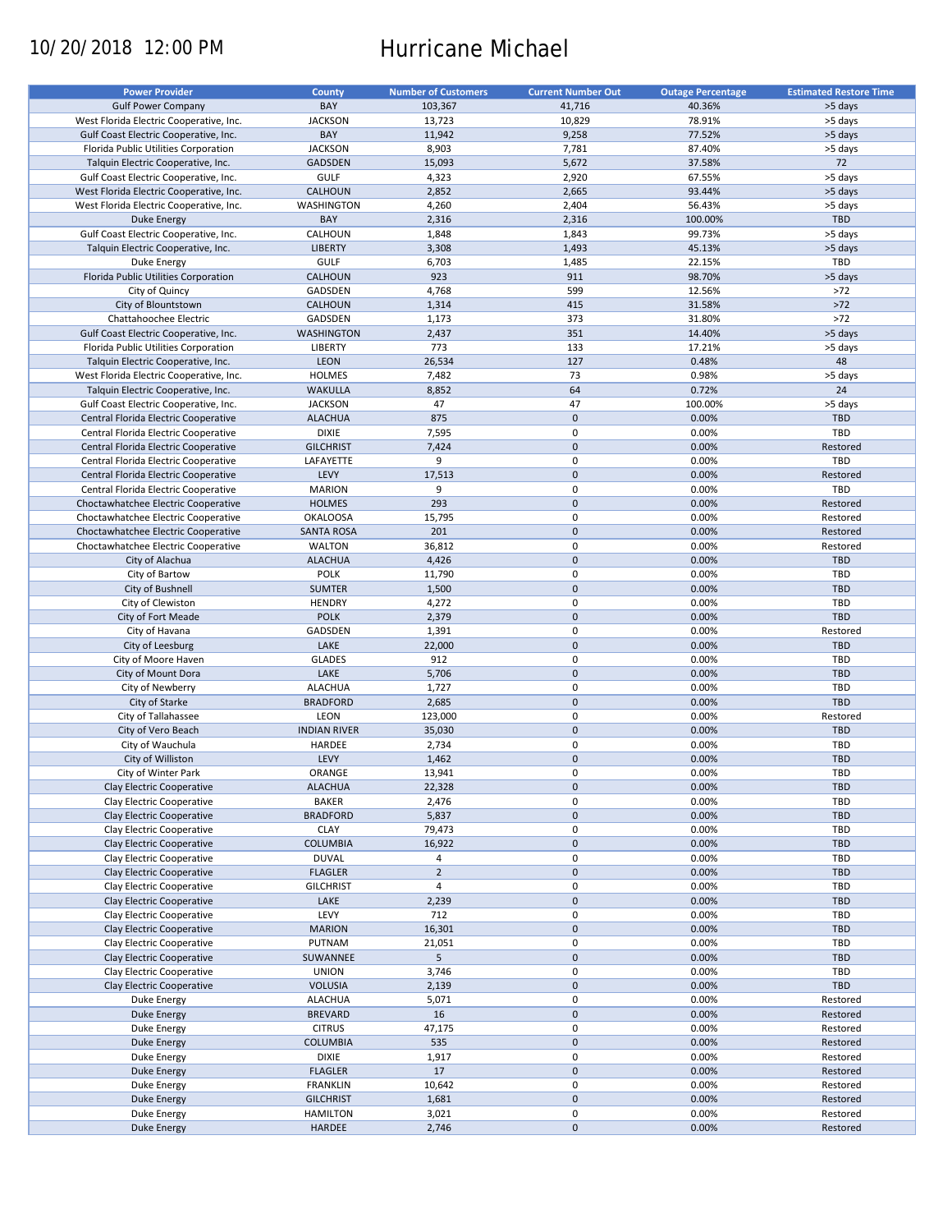10/20/2018 12:00 PM

# Hurricane Michael

| Power Provider | County | Number of Customers | Current Number Out | Outage Percentage | Estimated Restore Time |
|---|---|---|---|---|---|
| Gulf Power Company | BAY | 103,367 | 41,716 | 40.36% | >5 days |
| West Florida Electric Cooperative, Inc. | JACKSON | 13,723 | 10,829 | 78.91% | >5 days |
| Gulf Coast Electric Cooperative, Inc. | BAY | 11,942 | 9,258 | 77.52% | >5 days |
| Florida Public Utilities Corporation | JACKSON | 8,903 | 7,781 | 87.40% | >5 days |
| Talquin Electric Cooperative, Inc. | GADSDEN | 15,093 | 5,672 | 37.58% | 72 |
| Gulf Coast Electric Cooperative, Inc. | GULF | 4,323 | 2,920 | 67.55% | >5 days |
| West Florida Electric Cooperative, Inc. | CALHOUN | 2,852 | 2,665 | 93.44% | >5 days |
| West Florida Electric Cooperative, Inc. | WASHINGTON | 4,260 | 2,404 | 56.43% | >5 days |
| Duke Energy | BAY | 2,316 | 2,316 | 100.00% | TBD |
| Gulf Coast Electric Cooperative, Inc. | CALHOUN | 1,848 | 1,843 | 99.73% | >5 days |
| Talquin Electric Cooperative, Inc. | LIBERTY | 3,308 | 1,493 | 45.13% | >5 days |
| Duke Energy | GULF | 6,703 | 1,485 | 22.15% | TBD |
| Florida Public Utilities Corporation | CALHOUN | 923 | 911 | 98.70% | >5 days |
| City of Quincy | GADSDEN | 4,768 | 599 | 12.56% | >72 |
| City of Blountstown | CALHOUN | 1,314 | 415 | 31.58% | >72 |
| Chattahoochee Electric | GADSDEN | 1,173 | 373 | 31.80% | >72 |
| Gulf Coast Electric Cooperative, Inc. | WASHINGTON | 2,437 | 351 | 14.40% | >5 days |
| Florida Public Utilities Corporation | LIBERTY | 773 | 133 | 17.21% | >5 days |
| Talquin Electric Cooperative, Inc. | LEON | 26,534 | 127 | 0.48% | 48 |
| West Florida Electric Cooperative, Inc. | HOLMES | 7,482 | 73 | 0.98% | >5 days |
| Talquin Electric Cooperative, Inc. | WAKULLA | 8,852 | 64 | 0.72% | 24 |
| Gulf Coast Electric Cooperative, Inc. | JACKSON | 47 | 47 | 100.00% | >5 days |
| Central Florida Electric Cooperative | ALACHUA | 875 | 0 | 0.00% | TBD |
| Central Florida Electric Cooperative | DIXIE | 7,595 | 0 | 0.00% | TBD |
| Central Florida Electric Cooperative | GILCHRIST | 7,424 | 0 | 0.00% | Restored |
| Central Florida Electric Cooperative | LAFAYETTE | 9 | 0 | 0.00% | TBD |
| Central Florida Electric Cooperative | LEVY | 17,513 | 0 | 0.00% | Restored |
| Central Florida Electric Cooperative | MARION | 9 | 0 | 0.00% | TBD |
| Choctawhatchee Electric Cooperative | HOLMES | 293 | 0 | 0.00% | Restored |
| Choctawhatchee Electric Cooperative | OKALOOSA | 15,795 | 0 | 0.00% | Restored |
| Choctawhatchee Electric Cooperative | SANTA ROSA | 201 | 0 | 0.00% | Restored |
| Choctawhatchee Electric Cooperative | WALTON | 36,812 | 0 | 0.00% | Restored |
| City of Alachua | ALACHUA | 4,426 | 0 | 0.00% | TBD |
| City of Bartow | POLK | 11,790 | 0 | 0.00% | TBD |
| City of Bushnell | SUMTER | 1,500 | 0 | 0.00% | TBD |
| City of Clewiston | HENDRY | 4,272 | 0 | 0.00% | TBD |
| City of Fort Meade | POLK | 2,379 | 0 | 0.00% | TBD |
| City of Havana | GADSDEN | 1,391 | 0 | 0.00% | Restored |
| City of Leesburg | LAKE | 22,000 | 0 | 0.00% | TBD |
| City of Moore Haven | GLADES | 912 | 0 | 0.00% | TBD |
| City of Mount Dora | LAKE | 5,706 | 0 | 0.00% | TBD |
| City of Newberry | ALACHUA | 1,727 | 0 | 0.00% | TBD |
| City of Starke | BRADFORD | 2,685 | 0 | 0.00% | TBD |
| City of Tallahassee | LEON | 123,000 | 0 | 0.00% | Restored |
| City of Vero Beach | INDIAN RIVER | 35,030 | 0 | 0.00% | TBD |
| City of Wauchula | HARDEE | 2,734 | 0 | 0.00% | TBD |
| City of Williston | LEVY | 1,462 | 0 | 0.00% | TBD |
| City of Winter Park | ORANGE | 13,941 | 0 | 0.00% | TBD |
| Clay Electric Cooperative | ALACHUA | 22,328 | 0 | 0.00% | TBD |
| Clay Electric Cooperative | BAKER | 2,476 | 0 | 0.00% | TBD |
| Clay Electric Cooperative | BRADFORD | 5,837 | 0 | 0.00% | TBD |
| Clay Electric Cooperative | CLAY | 79,473 | 0 | 0.00% | TBD |
| Clay Electric Cooperative | COLUMBIA | 16,922 | 0 | 0.00% | TBD |
| Clay Electric Cooperative | DUVAL | 4 | 0 | 0.00% | TBD |
| Clay Electric Cooperative | FLAGLER | 2 | 0 | 0.00% | TBD |
| Clay Electric Cooperative | GILCHRIST | 4 | 0 | 0.00% | TBD |
| Clay Electric Cooperative | LAKE | 2,239 | 0 | 0.00% | TBD |
| Clay Electric Cooperative | LEVY | 712 | 0 | 0.00% | TBD |
| Clay Electric Cooperative | MARION | 16,301 | 0 | 0.00% | TBD |
| Clay Electric Cooperative | PUTNAM | 21,051 | 0 | 0.00% | TBD |
| Clay Electric Cooperative | SUWANNEE | 5 | 0 | 0.00% | TBD |
| Clay Electric Cooperative | UNION | 3,746 | 0 | 0.00% | TBD |
| Clay Electric Cooperative | VOLUSIA | 2,139 | 0 | 0.00% | TBD |
| Duke Energy | ALACHUA | 5,071 | 0 | 0.00% | Restored |
| Duke Energy | BREVARD | 16 | 0 | 0.00% | Restored |
| Duke Energy | CITRUS | 47,175 | 0 | 0.00% | Restored |
| Duke Energy | COLUMBIA | 535 | 0 | 0.00% | Restored |
| Duke Energy | DIXIE | 1,917 | 0 | 0.00% | Restored |
| Duke Energy | FLAGLER | 17 | 0 | 0.00% | Restored |
| Duke Energy | FRANKLIN | 10,642 | 0 | 0.00% | Restored |
| Duke Energy | GILCHRIST | 1,681 | 0 | 0.00% | Restored |
| Duke Energy | HAMILTON | 3,021 | 0 | 0.00% | Restored |
| Duke Energy | HARDEE | 2,746 | 0 | 0.00% | Restored |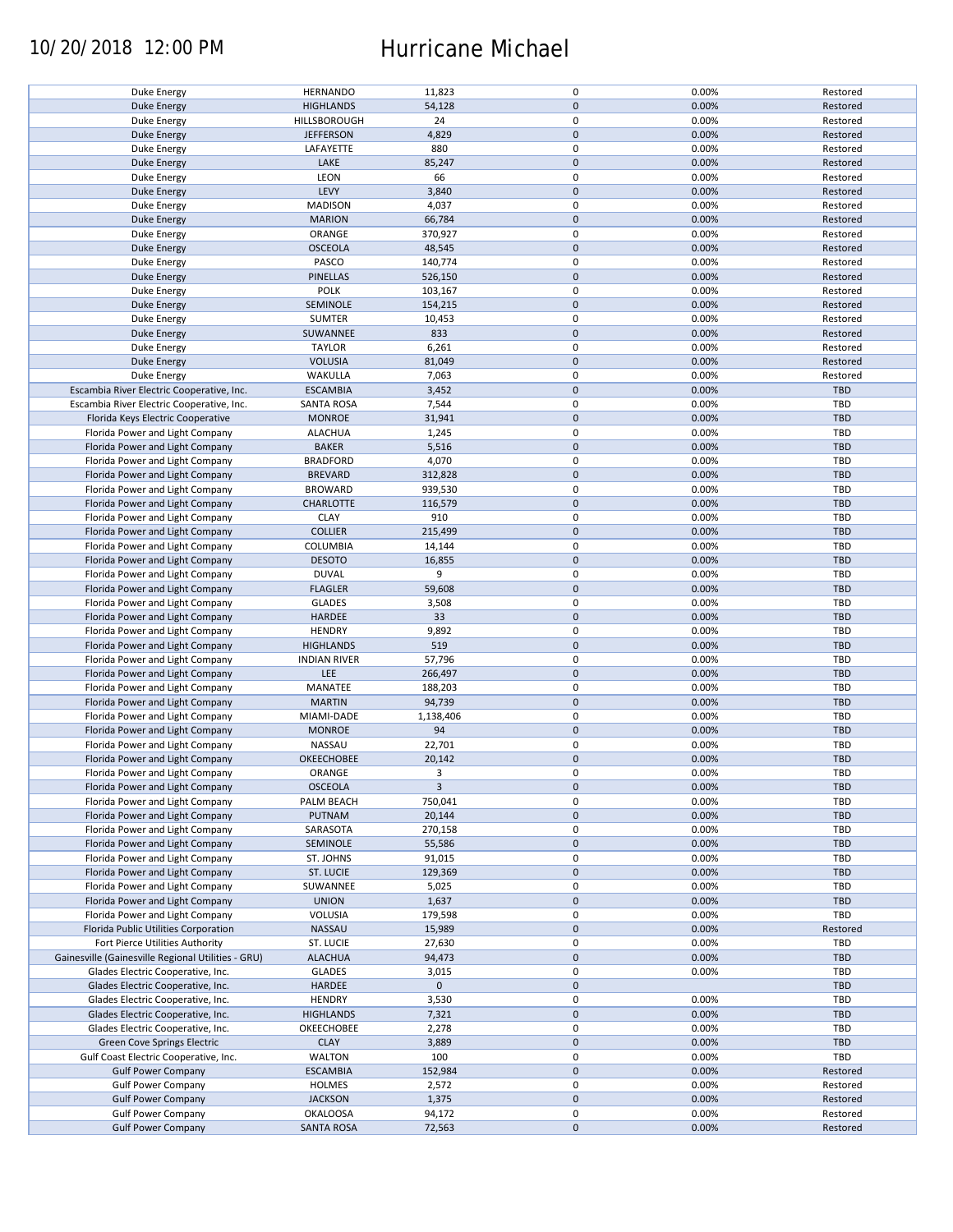| | | | | | |
|---|---|---|---|---|---|
| Duke Energy | HERNANDO | 11,823 | 0 | 0.00% | Restored |
| Duke Energy | HIGHLANDS | 54,128 | 0 | 0.00% | Restored |
| Duke Energy | HILLSBOROUGH | 24 | 0 | 0.00% | Restored |
| Duke Energy | JEFFERSON | 4,829 | 0 | 0.00% | Restored |
| Duke Energy | LAFAYETTE | 880 | 0 | 0.00% | Restored |
| Duke Energy | LAKE | 85,247 | 0 | 0.00% | Restored |
| Duke Energy | LEON | 66 | 0 | 0.00% | Restored |
| Duke Energy | LEVY | 3,840 | 0 | 0.00% | Restored |
| Duke Energy | MADISON | 4,037 | 0 | 0.00% | Restored |
| Duke Energy | MARION | 66,784 | 0 | 0.00% | Restored |
| Duke Energy | ORANGE | 370,927 | 0 | 0.00% | Restored |
| Duke Energy | OSCEOLA | 48,545 | 0 | 0.00% | Restored |
| Duke Energy | PASCO | 140,774 | 0 | 0.00% | Restored |
| Duke Energy | PINELLAS | 526,150 | 0 | 0.00% | Restored |
| Duke Energy | POLK | 103,167 | 0 | 0.00% | Restored |
| Duke Energy | SEMINOLE | 154,215 | 0 | 0.00% | Restored |
| Duke Energy | SUMTER | 10,453 | 0 | 0.00% | Restored |
| Duke Energy | SUWANNEE | 833 | 0 | 0.00% | Restored |
| Duke Energy | TAYLOR | 6,261 | 0 | 0.00% | Restored |
| Duke Energy | VOLUSIA | 81,049 | 0 | 0.00% | Restored |
| Duke Energy | WAKULLA | 7,063 | 0 | 0.00% | Restored |
| Escambia River Electric Cooperative, Inc. | ESCAMBIA | 3,452 | 0 | 0.00% | TBD |
| Escambia River Electric Cooperative, Inc. | SANTA ROSA | 7,544 | 0 | 0.00% | TBD |
| Florida Keys Electric Cooperative | MONROE | 31,941 | 0 | 0.00% | TBD |
| Florida Power and Light Company | ALACHUA | 1,245 | 0 | 0.00% | TBD |
| Florida Power and Light Company | BAKER | 5,516 | 0 | 0.00% | TBD |
| Florida Power and Light Company | BRADFORD | 4,070 | 0 | 0.00% | TBD |
| Florida Power and Light Company | BREVARD | 312,828 | 0 | 0.00% | TBD |
| Florida Power and Light Company | BROWARD | 939,530 | 0 | 0.00% | TBD |
| Florida Power and Light Company | CHARLOTTE | 116,579 | 0 | 0.00% | TBD |
| Florida Power and Light Company | CLAY | 910 | 0 | 0.00% | TBD |
| Florida Power and Light Company | COLLIER | 215,499 | 0 | 0.00% | TBD |
| Florida Power and Light Company | COLUMBIA | 14,144 | 0 | 0.00% | TBD |
| Florida Power and Light Company | DESOTO | 16,855 | 0 | 0.00% | TBD |
| Florida Power and Light Company | DUVAL | 9 | 0 | 0.00% | TBD |
| Florida Power and Light Company | FLAGLER | 59,608 | 0 | 0.00% | TBD |
| Florida Power and Light Company | GLADES | 3,508 | 0 | 0.00% | TBD |
| Florida Power and Light Company | HARDEE | 33 | 0 | 0.00% | TBD |
| Florida Power and Light Company | HENDRY | 9,892 | 0 | 0.00% | TBD |
| Florida Power and Light Company | HIGHLANDS | 519 | 0 | 0.00% | TBD |
| Florida Power and Light Company | INDIAN RIVER | 57,796 | 0 | 0.00% | TBD |
| Florida Power and Light Company | LEE | 266,497 | 0 | 0.00% | TBD |
| Florida Power and Light Company | MANATEE | 188,203 | 0 | 0.00% | TBD |
| Florida Power and Light Company | MARTIN | 94,739 | 0 | 0.00% | TBD |
| Florida Power and Light Company | MIAMI-DADE | 1,138,406 | 0 | 0.00% | TBD |
| Florida Power and Light Company | MONROE | 94 | 0 | 0.00% | TBD |
| Florida Power and Light Company | NASSAU | 22,701 | 0 | 0.00% | TBD |
| Florida Power and Light Company | OKEECHOBEE | 20,142 | 0 | 0.00% | TBD |
| Florida Power and Light Company | ORANGE | 3 | 0 | 0.00% | TBD |
| Florida Power and Light Company | OSCEOLA | 3 | 0 | 0.00% | TBD |
| Florida Power and Light Company | PALM BEACH | 750,041 | 0 | 0.00% | TBD |
| Florida Power and Light Company | PUTNAM | 20,144 | 0 | 0.00% | TBD |
| Florida Power and Light Company | SARASOTA | 270,158 | 0 | 0.00% | TBD |
| Florida Power and Light Company | SEMINOLE | 55,586 | 0 | 0.00% | TBD |
| Florida Power and Light Company | ST. JOHNS | 91,015 | 0 | 0.00% | TBD |
| Florida Power and Light Company | ST. LUCIE | 129,369 | 0 | 0.00% | TBD |
| Florida Power and Light Company | SUWANNEE | 5,025 | 0 | 0.00% | TBD |
| Florida Power and Light Company | UNION | 1,637 | 0 | 0.00% | TBD |
| Florida Power and Light Company | VOLUSIA | 179,598 | 0 | 0.00% | TBD |
| Florida Public Utilities Corporation | NASSAU | 15,989 | 0 | 0.00% | Restored |
| Fort Pierce Utilities Authority | ST. LUCIE | 27,630 | 0 | 0.00% | TBD |
| Gainesville (Gainesville Regional Utilities - GRU) | ALACHUA | 94,473 | 0 | 0.00% | TBD |
| Glades Electric Cooperative, Inc. | GLADES | 3,015 | 0 | 0.00% | TBD |
| Glades Electric Cooperative, Inc. | HARDEE | 0 | 0 | | TBD |
| Glades Electric Cooperative, Inc. | HENDRY | 3,530 | 0 | 0.00% | TBD |
| Glades Electric Cooperative, Inc. | HIGHLANDS | 7,321 | 0 | 0.00% | TBD |
| Glades Electric Cooperative, Inc. | OKEECHOBEE | 2,278 | 0 | 0.00% | TBD |
| Green Cove Springs Electric | CLAY | 3,889 | 0 | 0.00% | TBD |
| Gulf Coast Electric Cooperative, Inc. | WALTON | 100 | 0 | 0.00% | TBD |
| Gulf Power Company | ESCAMBIA | 152,984 | 0 | 0.00% | Restored |
| Gulf Power Company | HOLMES | 2,572 | 0 | 0.00% | Restored |
| Gulf Power Company | JACKSON | 1,375 | 0 | 0.00% | Restored |
| Gulf Power Company | OKALOOSA | 94,172 | 0 | 0.00% | Restored |
| Gulf Power Company | SANTA ROSA | 72,563 | 0 | 0.00% | Restored |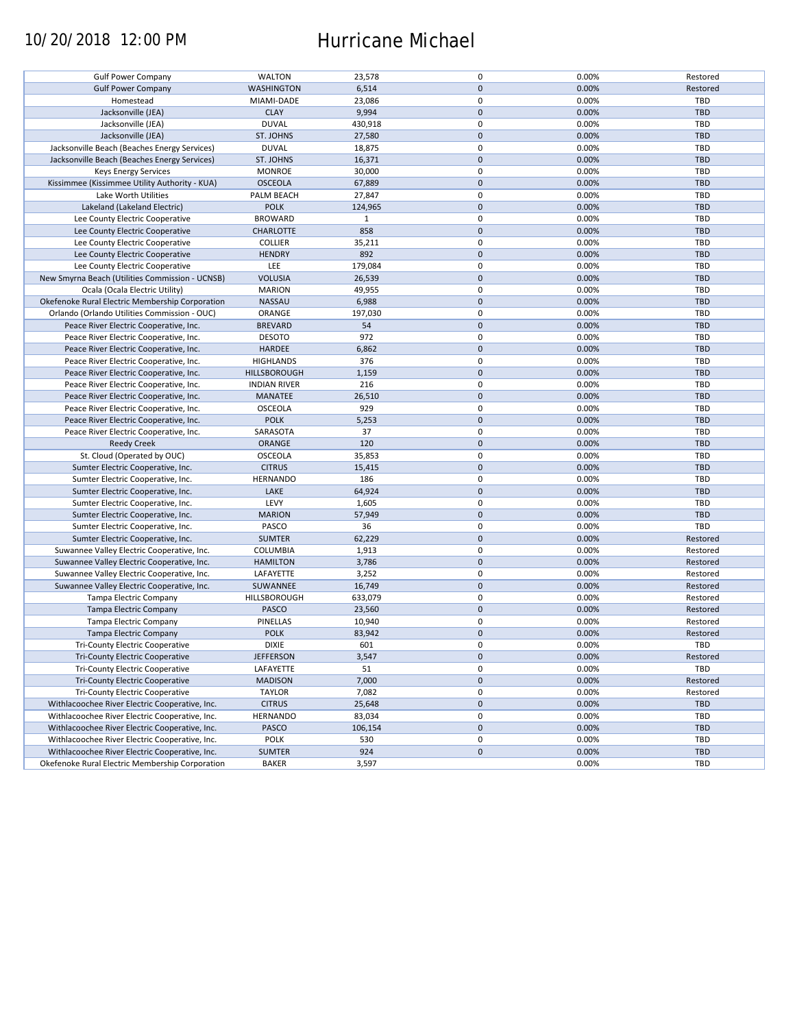# 10/20/2018 12:00 PM Hurricane Michael

| | | | | | |
|---|---|---|---|---|---|
| Gulf Power Company | WALTON | 23,578 | 0 | 0.00% | Restored |
| Gulf Power Company | WASHINGTON | 6,514 | 0 | 0.00% | Restored |
| Homestead | MIAMI-DADE | 23,086 | 0 | 0.00% | TBD |
| Jacksonville (JEA) | CLAY | 9,994 | 0 | 0.00% | TBD |
| Jacksonville (JEA) | DUVAL | 430,918 | 0 | 0.00% | TBD |
| Jacksonville (JEA) | ST. JOHNS | 27,580 | 0 | 0.00% | TBD |
| Jacksonville Beach (Beaches Energy Services) | DUVAL | 18,875 | 0 | 0.00% | TBD |
| Jacksonville Beach (Beaches Energy Services) | ST. JOHNS | 16,371 | 0 | 0.00% | TBD |
| Keys Energy Services | MONROE | 30,000 | 0 | 0.00% | TBD |
| Kissimmee (Kissimmee Utility Authority - KUA) | OSCEOLA | 67,889 | 0 | 0.00% | TBD |
| Lake Worth Utilities | PALM BEACH | 27,847 | 0 | 0.00% | TBD |
| Lakeland (Lakeland Electric) | POLK | 124,965 | 0 | 0.00% | TBD |
| Lee County Electric Cooperative | BROWARD | 1 | 0 | 0.00% | TBD |
| Lee County Electric Cooperative | CHARLOTTE | 858 | 0 | 0.00% | TBD |
| Lee County Electric Cooperative | COLLIER | 35,211 | 0 | 0.00% | TBD |
| Lee County Electric Cooperative | HENDRY | 892 | 0 | 0.00% | TBD |
| Lee County Electric Cooperative | LEE | 179,084 | 0 | 0.00% | TBD |
| New Smyrna Beach (Utilities Commission - UCNSB) | VOLUSIA | 26,539 | 0 | 0.00% | TBD |
| Ocala (Ocala Electric Utility) | MARION | 49,955 | 0 | 0.00% | TBD |
| Okefenoke Rural Electric Membership Corporation | NASSAU | 6,988 | 0 | 0.00% | TBD |
| Orlando (Orlando Utilities Commission - OUC) | ORANGE | 197,030 | 0 | 0.00% | TBD |
| Peace River Electric Cooperative, Inc. | BREVARD | 54 | 0 | 0.00% | TBD |
| Peace River Electric Cooperative, Inc. | DESOTO | 972 | 0 | 0.00% | TBD |
| Peace River Electric Cooperative, Inc. | HARDEE | 6,862 | 0 | 0.00% | TBD |
| Peace River Electric Cooperative, Inc. | HIGHLANDS | 376 | 0 | 0.00% | TBD |
| Peace River Electric Cooperative, Inc. | HILLSBOROUGH | 1,159 | 0 | 0.00% | TBD |
| Peace River Electric Cooperative, Inc. | INDIAN RIVER | 216 | 0 | 0.00% | TBD |
| Peace River Electric Cooperative, Inc. | MANATEE | 26,510 | 0 | 0.00% | TBD |
| Peace River Electric Cooperative, Inc. | OSCEOLA | 929 | 0 | 0.00% | TBD |
| Peace River Electric Cooperative, Inc. | POLK | 5,253 | 0 | 0.00% | TBD |
| Peace River Electric Cooperative, Inc. | SARASOTA | 37 | 0 | 0.00% | TBD |
| Reedy Creek | ORANGE | 120 | 0 | 0.00% | TBD |
| St. Cloud (Operated by OUC) | OSCEOLA | 35,853 | 0 | 0.00% | TBD |
| Sumter Electric Cooperative, Inc. | CITRUS | 15,415 | 0 | 0.00% | TBD |
| Sumter Electric Cooperative, Inc. | HERNANDO | 186 | 0 | 0.00% | TBD |
| Sumter Electric Cooperative, Inc. | LAKE | 64,924 | 0 | 0.00% | TBD |
| Sumter Electric Cooperative, Inc. | LEVY | 1,605 | 0 | 0.00% | TBD |
| Sumter Electric Cooperative, Inc. | MARION | 57,949 | 0 | 0.00% | TBD |
| Sumter Electric Cooperative, Inc. | PASCO | 36 | 0 | 0.00% | TBD |
| Sumter Electric Cooperative, Inc. | SUMTER | 62,229 | 0 | 0.00% | Restored |
| Suwannee Valley Electric Cooperative, Inc. | COLUMBIA | 1,913 | 0 | 0.00% | Restored |
| Suwannee Valley Electric Cooperative, Inc. | HAMILTON | 3,786 | 0 | 0.00% | Restored |
| Suwannee Valley Electric Cooperative, Inc. | LAFAYETTE | 3,252 | 0 | 0.00% | Restored |
| Suwannee Valley Electric Cooperative, Inc. | SUWANNEE | 16,749 | 0 | 0.00% | Restored |
| Tampa Electric Company | HILLSBOROUGH | 633,079 | 0 | 0.00% | Restored |
| Tampa Electric Company | PASCO | 23,560 | 0 | 0.00% | Restored |
| Tampa Electric Company | PINELLAS | 10,940 | 0 | 0.00% | Restored |
| Tampa Electric Company | POLK | 83,942 | 0 | 0.00% | Restored |
| Tri-County Electric Cooperative | DIXIE | 601 | 0 | 0.00% | TBD |
| Tri-County Electric Cooperative | JEFFERSON | 3,547 | 0 | 0.00% | Restored |
| Tri-County Electric Cooperative | LAFAYETTE | 51 | 0 | 0.00% | TBD |
| Tri-County Electric Cooperative | MADISON | 7,000 | 0 | 0.00% | Restored |
| Tri-County Electric Cooperative | TAYLOR | 7,082 | 0 | 0.00% | Restored |
| Withlacoochee River Electric Cooperative, Inc. | CITRUS | 25,648 | 0 | 0.00% | TBD |
| Withlacoochee River Electric Cooperative, Inc. | HERNANDO | 83,034 | 0 | 0.00% | TBD |
| Withlacoochee River Electric Cooperative, Inc. | PASCO | 106,154 | 0 | 0.00% | TBD |
| Withlacoochee River Electric Cooperative, Inc. | POLK | 530 | 0 | 0.00% | TBD |
| Withlacoochee River Electric Cooperative, Inc. | SUMTER | 924 | 0 | 0.00% | TBD |
| Okefenoke Rural Electric Membership Corporation | BAKER | 3,597 | | 0.00% | TBD |